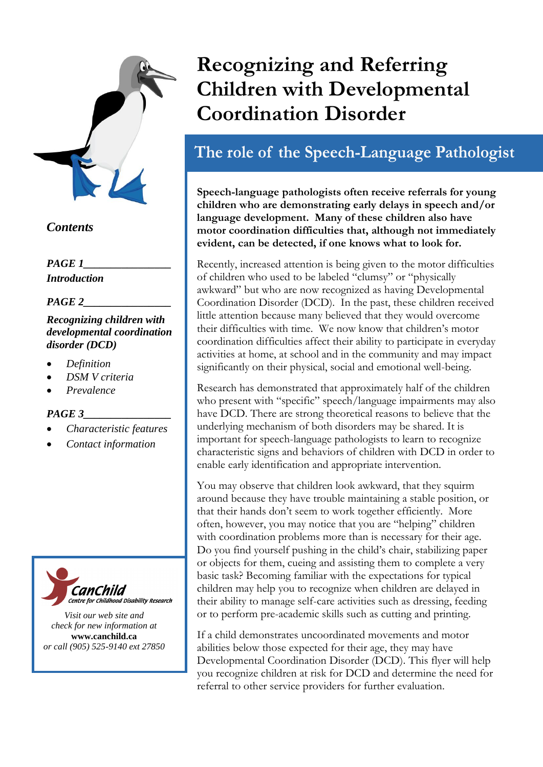# Recognizing and Referring Children with Developmental Coordination Disorder

## The role of the Speech-Language Pathologist

***Contents***

***PAGE 1***
***Introduction***

***PAGE 2***
***Recognizing children with developmental coordination disorder (DCD)***

- *Definition*
- *DSM V criteria*
- *Prevalence*

***PAGE 3***

- *Characteristic features*
- *Contact information*

CanChild
*Centre for Childhood Disability Research*

*Visit our web site and check for new information at*
**www.canchild.ca**
*or call (905) 525-9140 ext 27850*

**Speech-language pathologists often receive referrals for young children who are demonstrating early delays in speech and/or language development. Many of these children also have motor coordination difficulties that, although not immediately evident, can be detected, if one knows what to look for.**

Recently, increased attention is being given to the motor difficulties of children who used to be labeled "clumsy" or "physically awkward" but who are now recognized as having Developmental Coordination Disorder (DCD). In the past, these children received little attention because many believed that they would overcome their difficulties with time. We now know that children's motor coordination difficulties affect their ability to participate in everyday activities at home, at school and in the community and may impact significantly on their physical, social and emotional well-being.

Research has demonstrated that approximately half of the children who present with "specific" speech/language impairments may also have DCD. There are strong theoretical reasons to believe that the underlying mechanism of both disorders may be shared. It is important for speech-language pathologists to learn to recognize characteristic signs and behaviors of children with DCD in order to enable early identification and appropriate intervention.

You may observe that children look awkward, that they squirm around because they have trouble maintaining a stable position, or that their hands don't seem to work together efficiently. More often, however, you may notice that you are "helping" children with coordination problems more than is necessary for their age. Do you find yourself pushing in the child's chair, stabilizing paper or objects for them, cueing and assisting them to complete a very basic task? Becoming familiar with the expectations for typical children may help you to recognize when children are delayed in their ability to manage self-care activities such as dressing, feeding or to perform pre-academic skills such as cutting and printing.

If a child demonstrates uncoordinated movements and motor abilities below those expected for their age, they may have Developmental Coordination Disorder (DCD). This flyer will help you recognize children at risk for DCD and determine the need for referral to other service providers for further evaluation.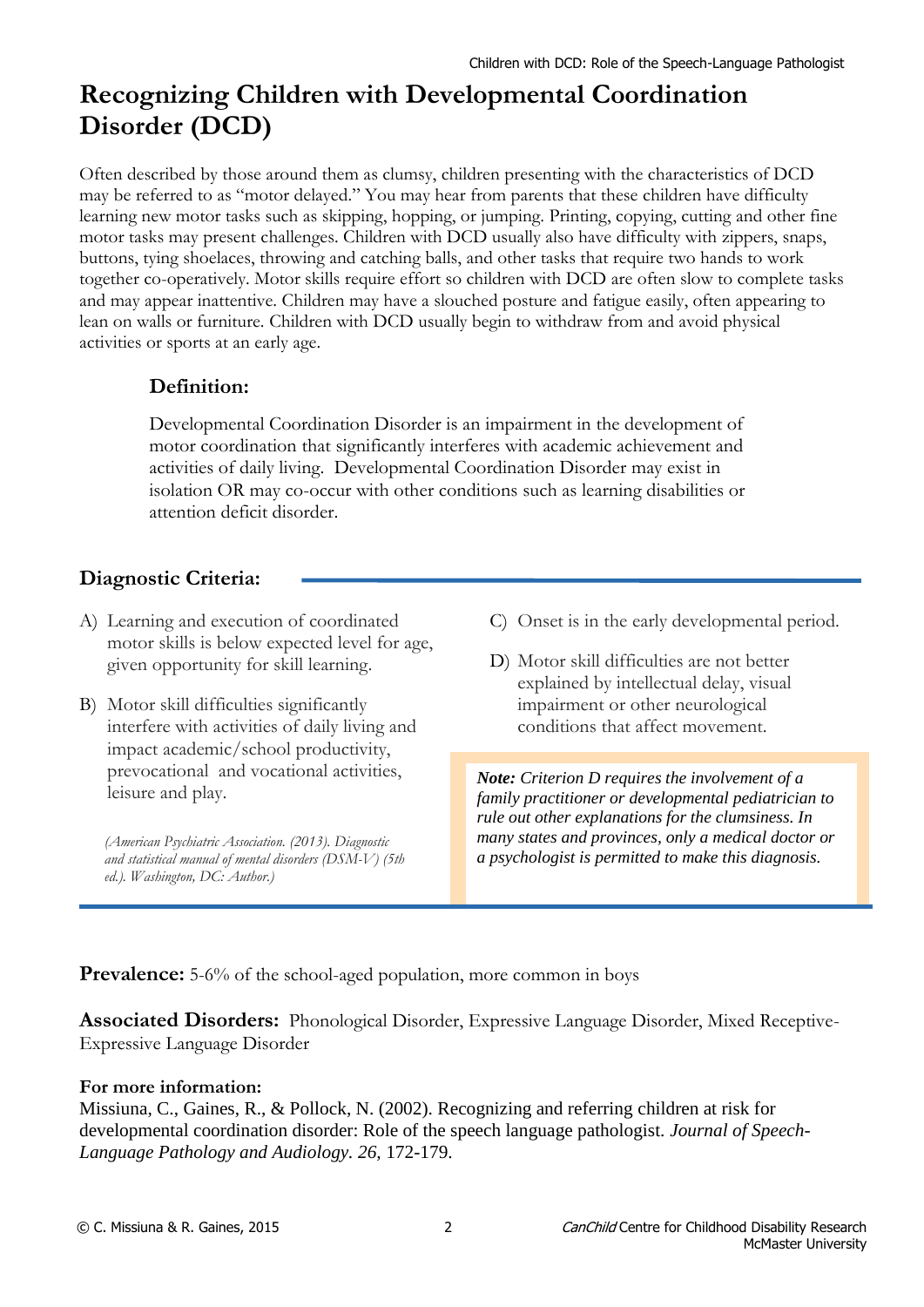# Recognizing Children with Developmental Coordination Disorder (DCD)

Often described by those around them as clumsy, children presenting with the characteristics of DCD may be referred to as "motor delayed." You may hear from parents that these children have difficulty learning new motor tasks such as skipping, hopping, or jumping. Printing, copying, cutting and other fine motor tasks may present challenges. Children with DCD usually also have difficulty with zippers, snaps, buttons, tying shoelaces, throwing and catching balls, and other tasks that require two hands to work together co-operatively. Motor skills require effort so children with DCD are often slow to complete tasks and may appear inattentive. Children may have a slouched posture and fatigue easily, often appearing to lean on walls or furniture. Children with DCD usually begin to withdraw from and avoid physical activities or sports at an early age.

### Definition:

Developmental Coordination Disorder is an impairment in the development of motor coordination that significantly interferes with academic achievement and activities of daily living. Developmental Coordination Disorder may exist in isolation OR may co-occur with other conditions such as learning disabilities or attention deficit disorder.

## Diagnostic Criteria:

A) Learning and execution of coordinated motor skills is below expected level for age, given opportunity for skill learning.

B) Motor skill difficulties significantly interfere with activities of daily living and impact academic/school productivity, prevocational and vocational activities, leisure and play.

C) Onset is in the early developmental period.

D) Motor skill difficulties are not better explained by intellectual delay, visual impairment or other neurological conditions that affect movement.

*(American Psychiatric Association. (2013). Diagnostic and statistical manual of mental disorders (DSM-V) (5th ed.). Washington, DC: Author.)*

***Note:** Criterion D requires the involvement of a family practitioner or developmental pediatrician to rule out other explanations for the clumsiness. In many states and provinces, only a medical doctor or a psychologist is permitted to make this diagnosis.*

**Prevalence:** 5-6% of the school-aged population, more common in boys

**Associated Disorders:** Phonological Disorder, Expressive Language Disorder, Mixed Receptive-Expressive Language Disorder

**For more information:**

Missiuna, C., Gaines, R., & Pollock, N. (2002). Recognizing and referring children at risk for developmental coordination disorder: Role of the speech language pathologist. *Journal of Speech-Language Pathology and Audiology. 26,* 172-179.

© C. Missiuna & R. Gaines, 2015

*CanChild* Centre for Childhood Disability Research
McMaster University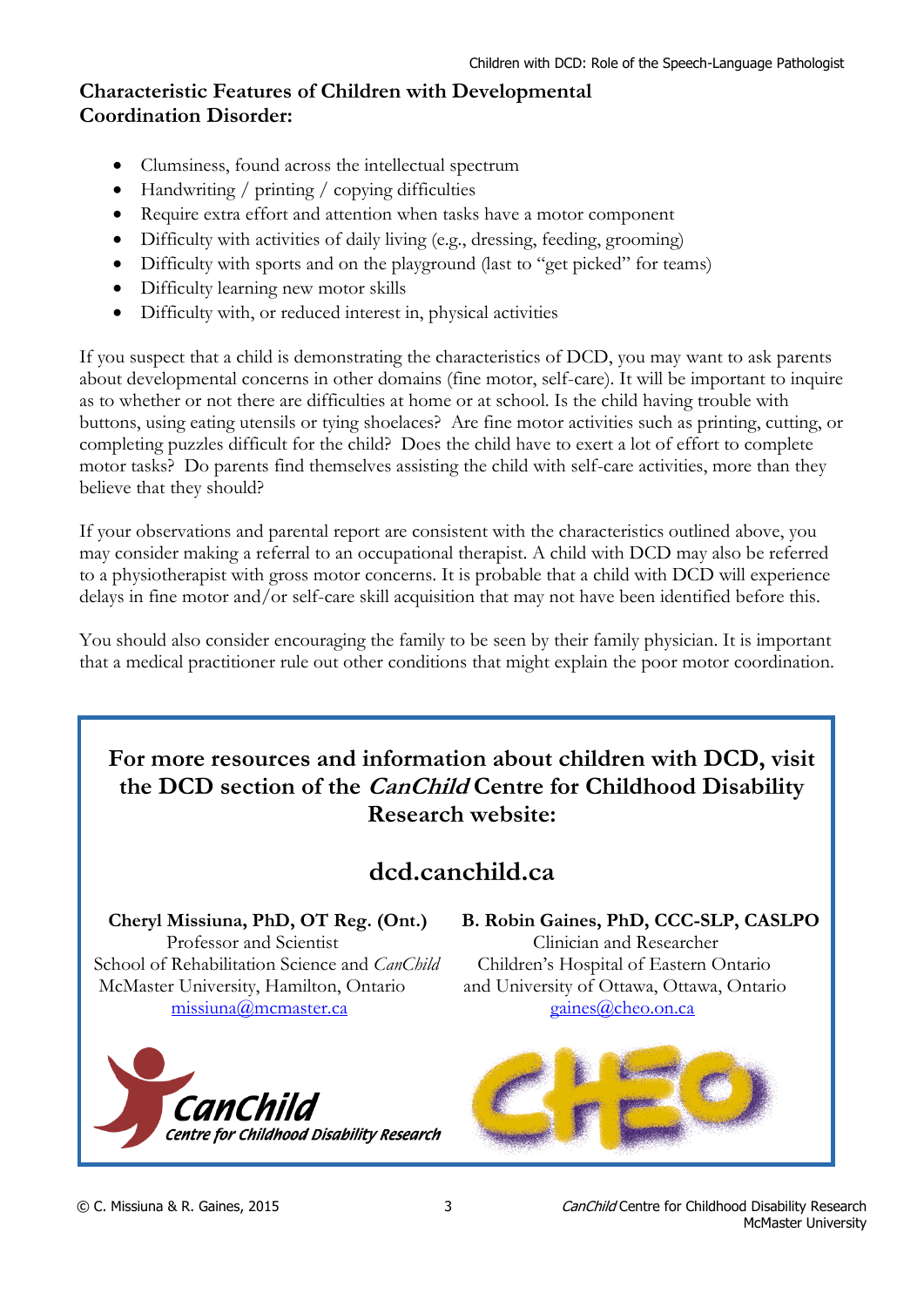## Characteristic Features of Children with Developmental Coordination Disorder:

- Clumsiness, found across the intellectual spectrum
- Handwriting / printing / copying difficulties
- Require extra effort and attention when tasks have a motor component
- Difficulty with activities of daily living (e.g., dressing, feeding, grooming)
- Difficulty with sports and on the playground (last to "get picked" for teams)
- Difficulty learning new motor skills
- Difficulty with, or reduced interest in, physical activities

If you suspect that a child is demonstrating the characteristics of DCD, you may want to ask parents about developmental concerns in other domains (fine motor, self-care). It will be important to inquire as to whether or not there are difficulties at home or at school. Is the child having trouble with buttons, using eating utensils or tying shoelaces? Are fine motor activities such as printing, cutting, or completing puzzles difficult for the child? Does the child have to exert a lot of effort to complete motor tasks? Do parents find themselves assisting the child with self-care activities, more than they believe that they should?

If your observations and parental report are consistent with the characteristics outlined above, you may consider making a referral to an occupational therapist. A child with DCD may also be referred to a physiotherapist with gross motor concerns. It is probable that a child with DCD will experience delays in fine motor and/or self-care skill acquisition that may not have been identified before this.

You should also consider encouraging the family to be seen by their family physician. It is important that a medical practitioner rule out other conditions that might explain the poor motor coordination.

**For more resources and information about children with DCD, visit the DCD section of the *CanChild* Centre for Childhood Disability Research website:**

**dcd.canchild.ca**

**Cheryl Missiuna, PhD, OT Reg. (Ont.)**
Professor and Scientist
School of Rehabilitation Science and *CanChild*
McMaster University, Hamilton, Ontario
missiuna@mcmaster.ca

**B. Robin Gaines, PhD, CCC-SLP, CASLPO**
Clinician and Researcher
Children's Hospital of Eastern Ontario
and University of Ottawa, Ottawa, Ontario
gaines@cheo.on.ca

*CanChild* Centre for Childhood Disability Research

CHEO

© C. Missiuna & R. Gaines, 2015